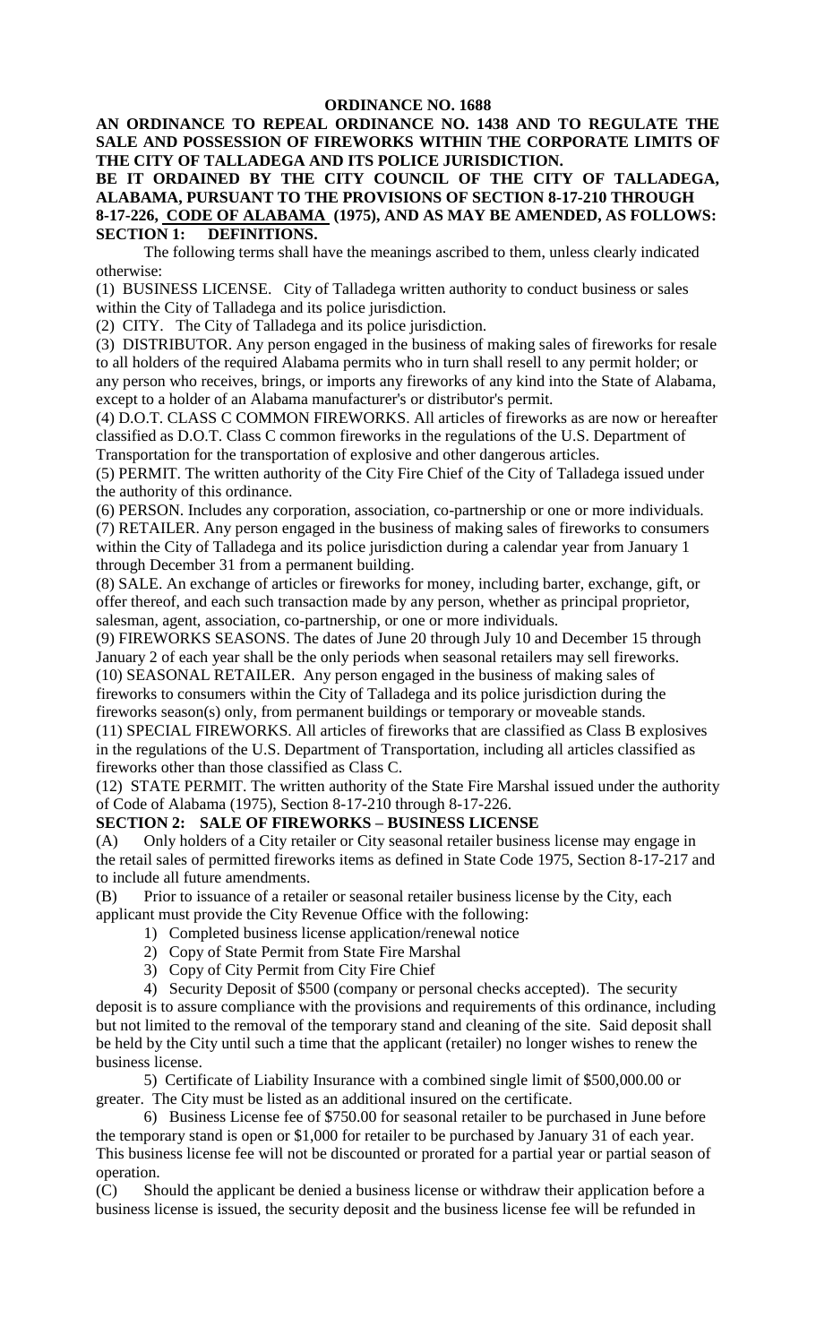# ORDINANCE NO. 1688

**AN ORDINANCE TO REPEAL ORDINANCE NO. 1438 AND TO REGULATE THE SALE AND POSSESSION OF FIREWORKS WITHIN THE CORPORATE LIMITS OF THE CITY OF TALLADEGA AND ITS POLICE JURISDICTION.**

**BE IT ORDAINED BY THE CITY COUNCIL OF THE CITY OF TALLADEGA, ALABAMA, PURSUANT TO THE PROVISIONS OF SECTION 8-17-210 THROUGH 8-17-226, CODE OF ALABAMA (1975), AND AS MAY BE AMENDED, AS FOLLOWS:**

**SECTION 1: DEFINITIONS.**

The following terms shall have the meanings ascribed to them, unless clearly indicated otherwise:

(1) BUSINESS LICENSE. City of Talladega written authority to conduct business or sales within the City of Talladega and its police jurisdiction.

(2) CITY. The City of Talladega and its police jurisdiction.

(3) DISTRIBUTOR. Any person engaged in the business of making sales of fireworks for resale to all holders of the required Alabama permits who in turn shall resell to any permit holder; or any person who receives, brings, or imports any fireworks of any kind into the State of Alabama, except to a holder of an Alabama manufacturer's or distributor's permit.

(4) D.O.T. CLASS C COMMON FIREWORKS. All articles of fireworks as are now or hereafter classified as D.O.T. Class C common fireworks in the regulations of the U.S. Department of Transportation for the transportation of explosive and other dangerous articles.

(5) PERMIT. The written authority of the City Fire Chief of the City of Talladega issued under the authority of this ordinance.

(6) PERSON. Includes any corporation, association, co-partnership or one or more individuals.

(7) RETAILER. Any person engaged in the business of making sales of fireworks to consumers within the City of Talladega and its police jurisdiction during a calendar year from January 1 through December 31 from a permanent building.

(8) SALE. An exchange of articles or fireworks for money, including barter, exchange, gift, or offer thereof, and each such transaction made by any person, whether as principal proprietor, salesman, agent, association, co-partnership, or one or more individuals.

(9) FIREWORKS SEASONS. The dates of June 20 through July 10 and December 15 through January 2 of each year shall be the only periods when seasonal retailers may sell fireworks.

(10) SEASONAL RETAILER. Any person engaged in the business of making sales of fireworks to consumers within the City of Talladega and its police jurisdiction during the fireworks season(s) only, from permanent buildings or temporary or moveable stands.

(11) SPECIAL FIREWORKS. All articles of fireworks that are classified as Class B explosives in the regulations of the U.S. Department of Transportation, including all articles classified as fireworks other than those classified as Class C.

(12) STATE PERMIT. The written authority of the State Fire Marshal issued under the authority of Code of Alabama (1975), Section 8-17-210 through 8-17-226.

**SECTION 2: SALE OF FIREWORKS – BUSINESS LICENSE**

(A) Only holders of a City retailer or City seasonal retailer business license may engage in the retail sales of permitted fireworks items as defined in State Code 1975, Section 8-17-217 and to include all future amendments.

(B) Prior to issuance of a retailer or seasonal retailer business license by the City, each applicant must provide the City Revenue Office with the following:

1) Completed business license application/renewal notice
2) Copy of State Permit from State Fire Marshal
3) Copy of City Permit from City Fire Chief
4) Security Deposit of $500 (company or personal checks accepted). The security deposit is to assure compliance with the provisions and requirements of this ordinance, including but not limited to the removal of the temporary stand and cleaning of the site. Said deposit shall be held by the City until such a time that the applicant (retailer) no longer wishes to renew the business license.
5) Certificate of Liability Insurance with a combined single limit of $500,000.00 or greater. The City must be listed as an additional insured on the certificate.
6) Business License fee of $750.00 for seasonal retailer to be purchased in June before the temporary stand is open or $1,000 for retailer to be purchased by January 31 of each year. This business license fee will not be discounted or prorated for a partial year or partial season of operation.

(C) Should the applicant be denied a business license or withdraw their application before a business license is issued, the security deposit and the business license fee will be refunded in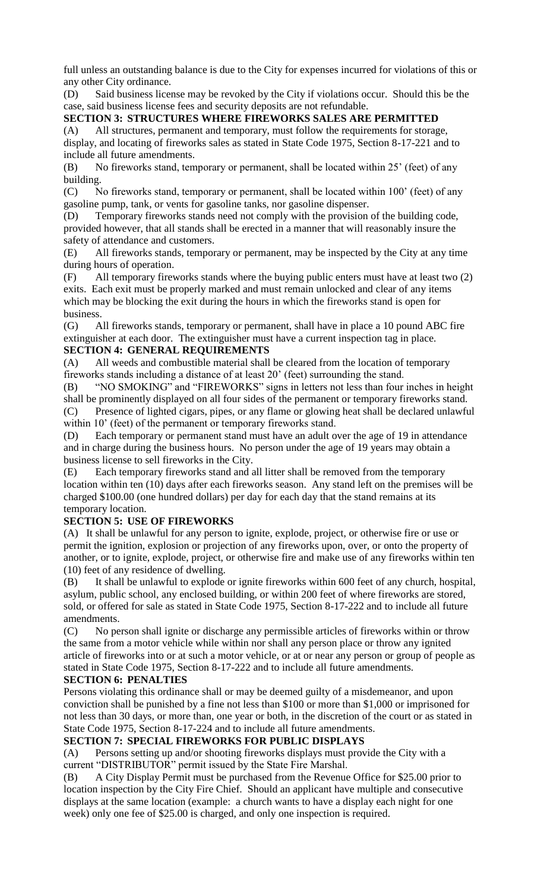full unless an outstanding balance is due to the City for expenses incurred for violations of this or any other City ordinance.

(D) Said business license may be revoked by the City if violations occur. Should this be the case, said business license fees and security deposits are not refundable.

**SECTION 3: STRUCTURES WHERE FIREWORKS SALES ARE PERMITTED**

(A) All structures, permanent and temporary, must follow the requirements for storage, display, and locating of fireworks sales as stated in State Code 1975, Section 8-17-221 and to include all future amendments.

(B) No fireworks stand, temporary or permanent, shall be located within 25' (feet) of any building.

(C) No fireworks stand, temporary or permanent, shall be located within 100' (feet) of any gasoline pump, tank, or vents for gasoline tanks, nor gasoline dispenser.

(D) Temporary fireworks stands need not comply with the provision of the building code, provided however, that all stands shall be erected in a manner that will reasonably insure the safety of attendance and customers.

(E) All fireworks stands, temporary or permanent, may be inspected by the City at any time during hours of operation.

(F) All temporary fireworks stands where the buying public enters must have at least two (2) exits. Each exit must be properly marked and must remain unlocked and clear of any items which may be blocking the exit during the hours in which the fireworks stand is open for business.

(G) All fireworks stands, temporary or permanent, shall have in place a 10 pound ABC fire extinguisher at each door. The extinguisher must have a current inspection tag in place.

**SECTION 4: GENERAL REQUIREMENTS**

(A) All weeds and combustible material shall be cleared from the location of temporary fireworks stands including a distance of at least 20' (feet) surrounding the stand.

(B) "NO SMOKING" and "FIREWORKS" signs in letters not less than four inches in height shall be prominently displayed on all four sides of the permanent or temporary fireworks stand.

(C) Presence of lighted cigars, pipes, or any flame or glowing heat shall be declared unlawful within 10' (feet) of the permanent or temporary fireworks stand.

(D) Each temporary or permanent stand must have an adult over the age of 19 in attendance and in charge during the business hours. No person under the age of 19 years may obtain a business license to sell fireworks in the City.

(E) Each temporary fireworks stand and all litter shall be removed from the temporary location within ten (10) days after each fireworks season. Any stand left on the premises will be charged $100.00 (one hundred dollars) per day for each day that the stand remains at its temporary location.

**SECTION 5: USE OF FIREWORKS**

(A) It shall be unlawful for any person to ignite, explode, project, or otherwise fire or use or permit the ignition, explosion or projection of any fireworks upon, over, or onto the property of another, or to ignite, explode, project, or otherwise fire and make use of any fireworks within ten (10) feet of any residence of dwelling.

(B) It shall be unlawful to explode or ignite fireworks within 600 feet of any church, hospital, asylum, public school, any enclosed building, or within 200 feet of where fireworks are stored, sold, or offered for sale as stated in State Code 1975, Section 8-17-222 and to include all future amendments.

(C) No person shall ignite or discharge any permissible articles of fireworks within or throw the same from a motor vehicle while within nor shall any person place or throw any ignited article of fireworks into or at such a motor vehicle, or at or near any person or group of people as stated in State Code 1975, Section 8-17-222 and to include all future amendments.

**SECTION 6: PENALTIES**

Persons violating this ordinance shall or may be deemed guilty of a misdemeanor, and upon conviction shall be punished by a fine not less than $100 or more than $1,000 or imprisoned for not less than 30 days, or more than, one year or both, in the discretion of the court or as stated in State Code 1975, Section 8-17-224 and to include all future amendments.

**SECTION 7: SPECIAL FIREWORKS FOR PUBLIC DISPLAYS**

(A) Persons setting up and/or shooting fireworks displays must provide the City with a current "DISTRIBUTOR" permit issued by the State Fire Marshal.

(B) A City Display Permit must be purchased from the Revenue Office for $25.00 prior to location inspection by the City Fire Chief. Should an applicant have multiple and consecutive displays at the same location (example: a church wants to have a display each night for one week) only one fee of $25.00 is charged, and only one inspection is required.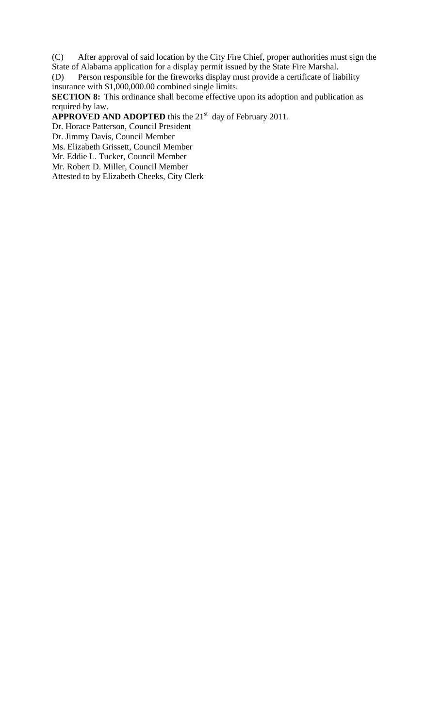(C) After approval of said location by the City Fire Chief, proper authorities must sign the State of Alabama application for a display permit issued by the State Fire Marshal.

(D) Person responsible for the fireworks display must provide a certificate of liability insurance with $1,000,000.00 combined single limits.

**SECTION 8:** This ordinance shall become effective upon its adoption and publication as required by law.

**APPROVED AND ADOPTED** this the 21st day of February 2011.

Dr. Horace Patterson, Council President

Dr. Jimmy Davis, Council Member

Ms. Elizabeth Grissett, Council Member

Mr. Eddie L. Tucker, Council Member

Mr. Robert D. Miller, Council Member

Attested to by Elizabeth Cheeks, City Clerk